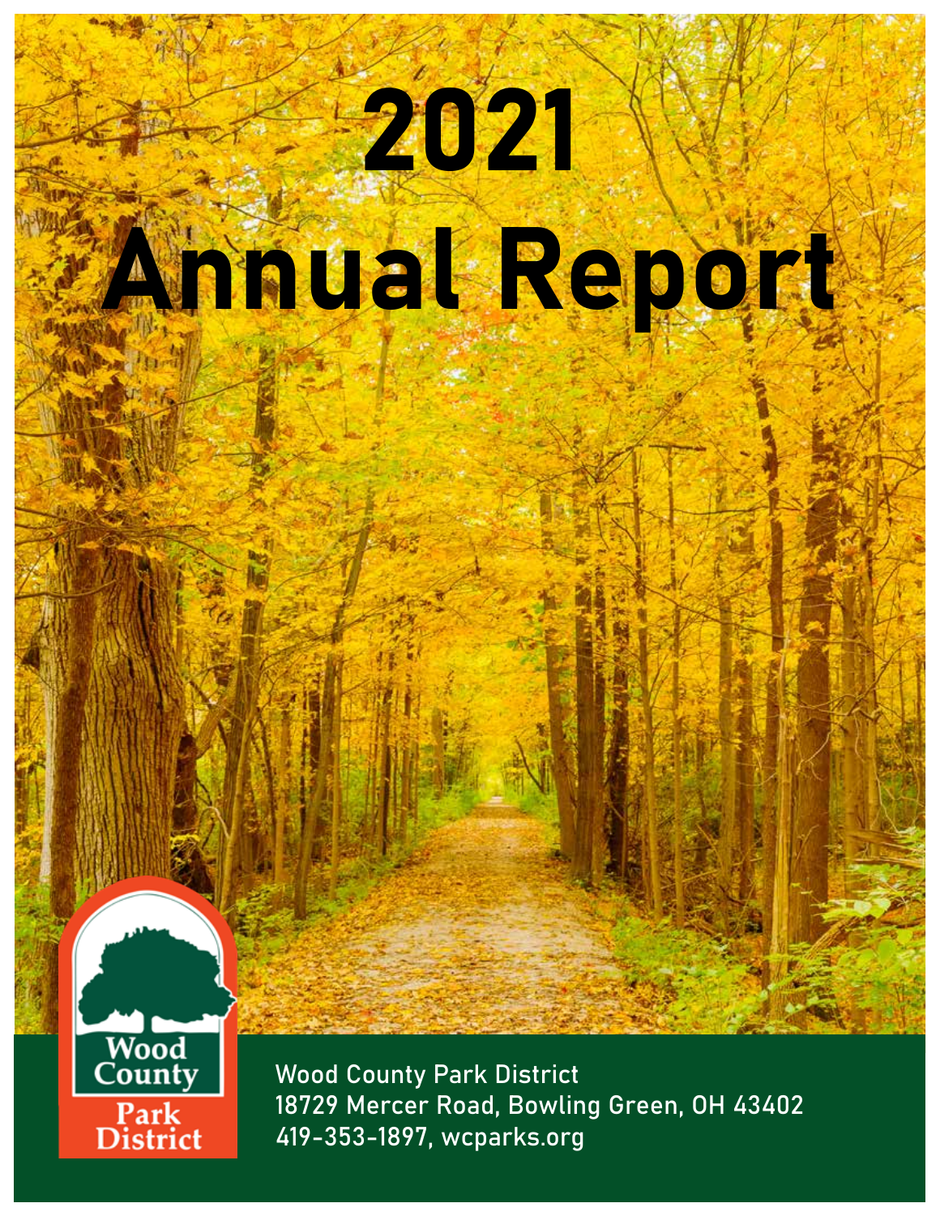# 2021 Annual Report

Wood County Park District

Wood County Park District
18729 Mercer Road, Bowling Green, OH 43402
419-353-1897, wcparks.org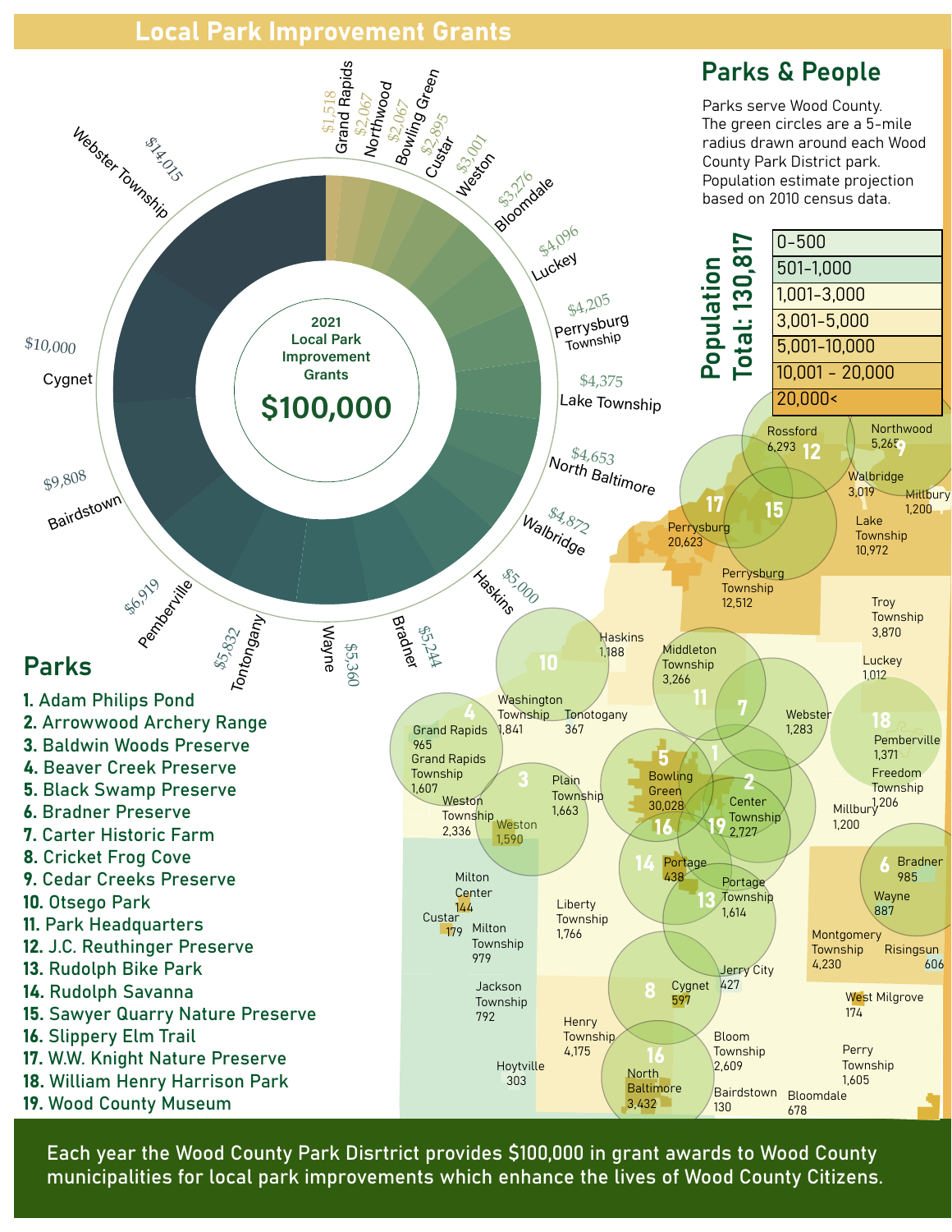# Local Park Improvement Grants

## 2021 Local Park Improvement Grants

**$100,000**

| Municipality | Grant |
|---|---|
| Grand Rapids | $1,518 |
| Northwood | $2,067 |
| Bowling Green | $2,067 |
| Custar | $2,895 |
| Weston | $3,001 |
| Bloomdale | $3,276 |
| Luckey | $4,096 |
| Perrysburg Township | $4,205 |
| Lake Township | $4,375 |
| North Baltimore | $4,653 |
| Walbridge | $4,872 |
| Haskins | $5,000 |
| Bradner | $5,244 |
| Wayne | $5,360 |
| Tontongany | $5,832 |
| Pemberville | $6,919 |
| Bairdstown | $9,808 |
| Cygnet | $10,000 |
| Webster Township | $14,015 |

## Parks & People

Parks serve Wood County. The green circles are a 5-mile radius drawn around each Wood County Park District park. Population estimate projection based on 2010 census data.

**Population Total: 130,817**

- 0-500
- 501-1,000
- 1,001-3,000
- 3,001-5,000
- 5,001-10,000
- 10,001 - 20,000
- 20,000<

Rossford 6,293; Northwood 5,265; Walbridge 3,019; Millbury 1,200; Lake Township 10,972; Perrysburg 20,623; Perrysburg Township 12,512; Troy Township 3,870; Luckey 1,012; Haskins 1,188; Middleton Township 3,266; Washington Township 1,841; Tonotogany 367; Webster 1,283; Pemberville 1,371; Freedom Township 1,206; Grand Rapids 965; Grand Rapids Township 1,607; Plain Township 1,663; Bowling Green 30,028; Center Township 2,727; Millbury 1,200; Weston Township 2,336; Weston 1,590; Portage 438; Portage Township 1,614; Bradner 985; Wayne 887; Milton Center 144; Custar 179; Milton Township 979; Liberty Township 1,766; Montgomery Township 4,230; Risingsun 606; Jerry City 427; Jackson Township 792; Cygnet 597; West Milgrove 174; Henry Township 4,175; Bloom Township 2,609; Perry Township 1,605; Hoytville 303; North Baltimore 3,432; Bairdstown 130; Bloomdale 678

## Parks

1. Adam Philips Pond
2. Arrowwood Archery Range
3. Baldwin Woods Preserve
4. Beaver Creek Preserve
5. Black Swamp Preserve
6. Bradner Preserve
7. Carter Historic Farm
8. Cricket Frog Cove
9. Cedar Creeks Preserve
10. Otsego Park
11. Park Headquarters
12. J.C. Reuthinger Preserve
13. Rudolph Bike Park
14. Rudolph Savanna
15. Sawyer Quarry Nature Preserve
16. Slippery Elm Trail
17. W.W. Knight Nature Preserve
18. William Henry Harrison Park
19. Wood County Museum

Each year the Wood County Park Disrtrict provides $100,000 in grant awards to Wood County municipalities for local park improvements which enhance the lives of Wood County Citizens.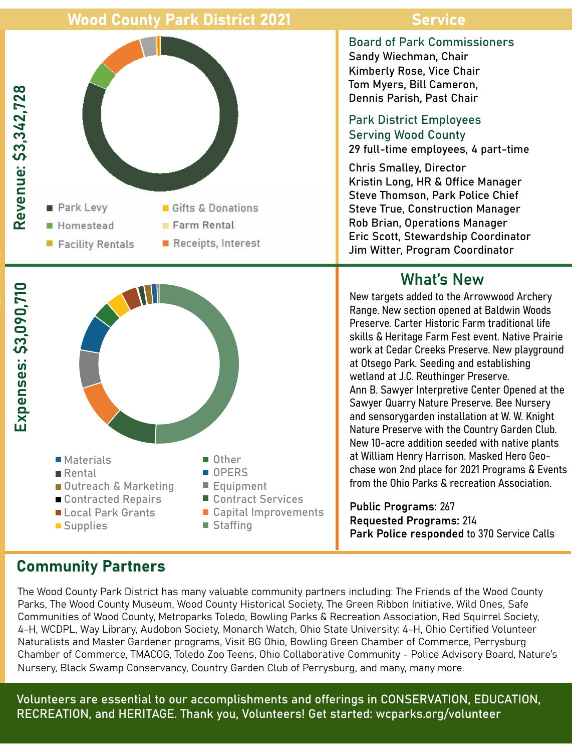## Wood County Park District 2021

### Revenue: $3,342,728

- Park Levy
- Homestead
- Facility Rentals
- Gifts & Donations
- Farm Rental
- Receipts, Interest

### Expenses: $3,090,710

- Materials
- Rental
- Outreach & Marketing
- Contracted Repairs
- Local Park Grants
- Supplies
- Other
- OPERS
- Equipment
- Contract Services
- Capital Improvements
- Staffing

## Service

### Board of Park Commissioners

Sandy Wiechman, Chair
Kimberly Rose, Vice Chair
Tom Myers, Bill Cameron,
Dennis Parish, Past Chair

### Park District Employees Serving Wood County

29 full-time employees, 4 part-time

Chris Smalley, Director
Kristin Long, HR & Office Manager
Steve Thomson, Park Police Chief
Steve True, Construction Manager
Rob Brian, Operations Manager
Eric Scott, Stewardship Coordinator
Jim Witter, Program Coordinator

## What's New

New targets added to the Arrowwood Archery Range. New section opened at Baldwin Woods Preserve. Carter Historic Farm traditional life skills & Heritage Farm Fest event. Native Prairie work at Cedar Creeks Preserve. New playground at Otsego Park. Seeding and establishing wetland at J.C. Reuthinger Preserve. Ann B. Sawyer Interpretive Center Opened at the Sawyer Quarry Nature Preserve. Bee Nursery and sensorygarden installation at W. W. Knight Nature Preserve with the Country Garden Club. New 10-acre addition seeded with native plants at William Henry Harrison. Masked Hero Geo-chase won 2nd place for 2021 Programs & Events from the Ohio Parks & recreation Association.

**Public Programs:** 267
**Requested Programs:** 214
**Park Police responded** to 370 Service Calls

## Community Partners

The Wood County Park District has many valuable community partners including: The Friends of the Wood County Parks, The Wood County Museum, Wood County Historical Society, The Green Ribbon Initiative, Wild Ones, Safe Communities of Wood County, Metroparks Toledo, Bowling Parks & Recreation Association, Red Squirrel Society, 4-H, WCDPL, Way Library, Audobon Society, Monarch Watch, Ohio State University: 4-H, Ohio Certified Volunteer Naturalists and Master Gardener programs, Visit BG Ohio, Bowling Green Chamber of Commerce, Perrysburg Chamber of Commerce, TMACOG, Toledo Zoo Teens, Ohio Collaborative Community - Police Advisory Board, Nature's Nursery, Black Swamp Conservancy, Country Garden Club of Perrysburg, and many, many more.

Volunteers are essential to our accomplishments and offerings in CONSERVATION, EDUCATION, RECREATION, and HERITAGE. Thank you, Volunteers! Get started: wcparks.org/volunteer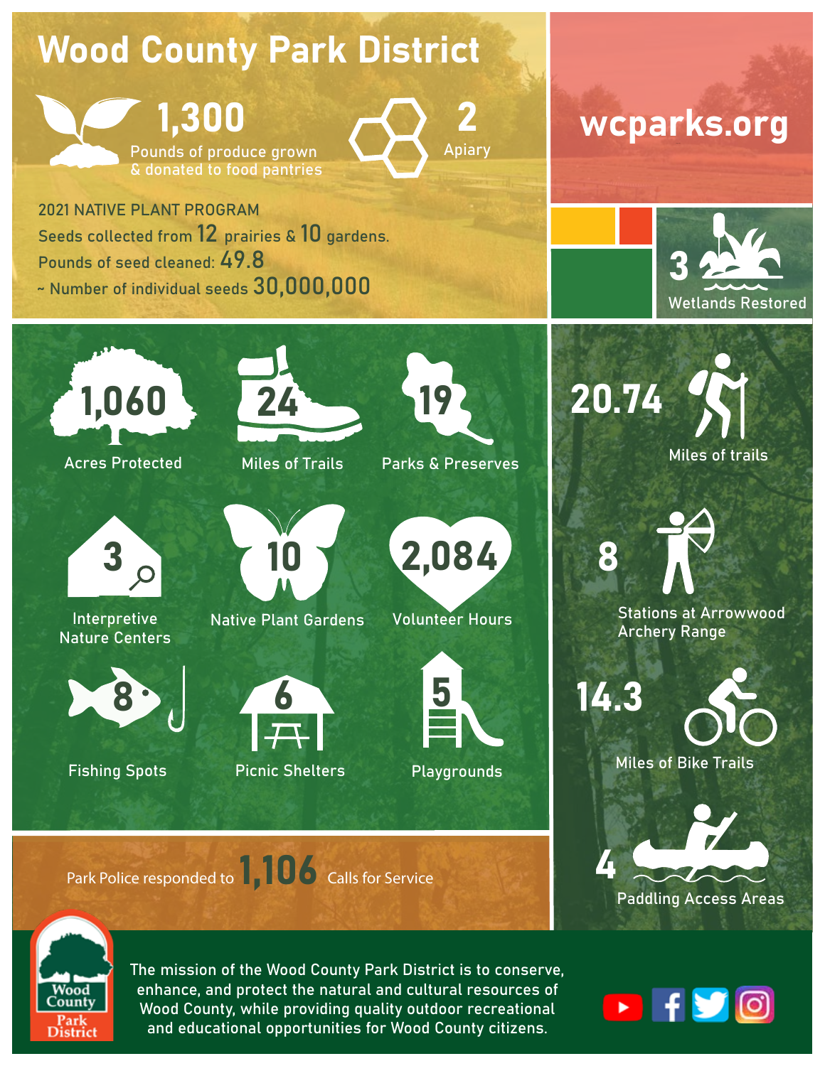# Wood County Park District

**1,300**
Pounds of produce grown & donated to food pantries

**2**
Apiary

wcparks.org

2021 NATIVE PLANT PROGRAM
Seeds collected from **12** prairies & **10** gardens.
Pounds of seed cleaned: **49.8**
~ Number of individual seeds **30,000,000**

**3**
Wetlands Restored

**1,060**
Acres Protected

**24**
Miles of Trails

**19**
Parks & Preserves

**3**
Interpretive Nature Centers

**10**
Native Plant Gardens

**2,084**
Volunteer Hours

**8**
Fishing Spots

**6**
Picnic Shelters

**5**
Playgrounds

**20.74**
Miles of trails

**8**
Stations at Arrowwood Archery Range

**14.3**
Miles of Bike Trails

**4**
Paddling Access Areas

Park Police responded to **1,106** Calls for Service

Wood County Park District

The mission of the Wood County Park District is to conserve, enhance, and protect the natural and cultural resources of Wood County, while providing quality outdoor recreational and educational opportunities for Wood County citizens.